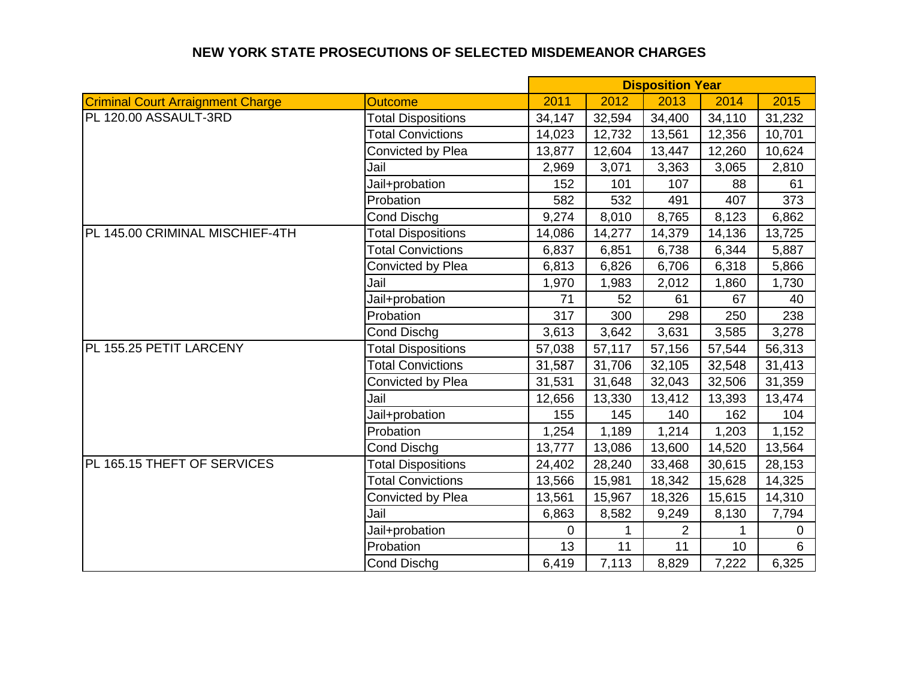# NEW YORK STATE PROSECUTIONS OF SELECTED MISDEMEANOR CHARGES

| | | Disposition Year | | | | |
|---|---|---|---|---|---|---|
| Criminal Court Arraignment Charge | Outcome | 2011 | 2012 | 2013 | 2014 | 2015 |
| PL 120.00 ASSAULT-3RD | Total Dispositions | 34,147 | 32,594 | 34,400 | 34,110 | 31,232 |
| | Total Convictions | 14,023 | 12,732 | 13,561 | 12,356 | 10,701 |
| | Convicted by Plea | 13,877 | 12,604 | 13,447 | 12,260 | 10,624 |
| | Jail | 2,969 | 3,071 | 3,363 | 3,065 | 2,810 |
| | Jail+probation | 152 | 101 | 107 | 88 | 61 |
| | Probation | 582 | 532 | 491 | 407 | 373 |
| | Cond Dischg | 9,274 | 8,010 | 8,765 | 8,123 | 6,862 |
| PL 145.00 CRIMINAL MISCHIEF-4TH | Total Dispositions | 14,086 | 14,277 | 14,379 | 14,136 | 13,725 |
| | Total Convictions | 6,837 | 6,851 | 6,738 | 6,344 | 5,887 |
| | Convicted by Plea | 6,813 | 6,826 | 6,706 | 6,318 | 5,866 |
| | Jail | 1,970 | 1,983 | 2,012 | 1,860 | 1,730 |
| | Jail+probation | 71 | 52 | 61 | 67 | 40 |
| | Probation | 317 | 300 | 298 | 250 | 238 |
| | Cond Dischg | 3,613 | 3,642 | 3,631 | 3,585 | 3,278 |
| PL 155.25 PETIT LARCENY | Total Dispositions | 57,038 | 57,117 | 57,156 | 57,544 | 56,313 |
| | Total Convictions | 31,587 | 31,706 | 32,105 | 32,548 | 31,413 |
| | Convicted by Plea | 31,531 | 31,648 | 32,043 | 32,506 | 31,359 |
| | Jail | 12,656 | 13,330 | 13,412 | 13,393 | 13,474 |
| | Jail+probation | 155 | 145 | 140 | 162 | 104 |
| | Probation | 1,254 | 1,189 | 1,214 | 1,203 | 1,152 |
| | Cond Dischg | 13,777 | 13,086 | 13,600 | 14,520 | 13,564 |
| PL 165.15 THEFT OF SERVICES | Total Dispositions | 24,402 | 28,240 | 33,468 | 30,615 | 28,153 |
| | Total Convictions | 13,566 | 15,981 | 18,342 | 15,628 | 14,325 |
| | Convicted by Plea | 13,561 | 15,967 | 18,326 | 15,615 | 14,310 |
| | Jail | 6,863 | 8,582 | 9,249 | 8,130 | 7,794 |
| | Jail+probation | 0 | 1 | 2 | 1 | 0 |
| | Probation | 13 | 11 | 11 | 10 | 6 |
| | Cond Dischg | 6,419 | 7,113 | 8,829 | 7,222 | 6,325 |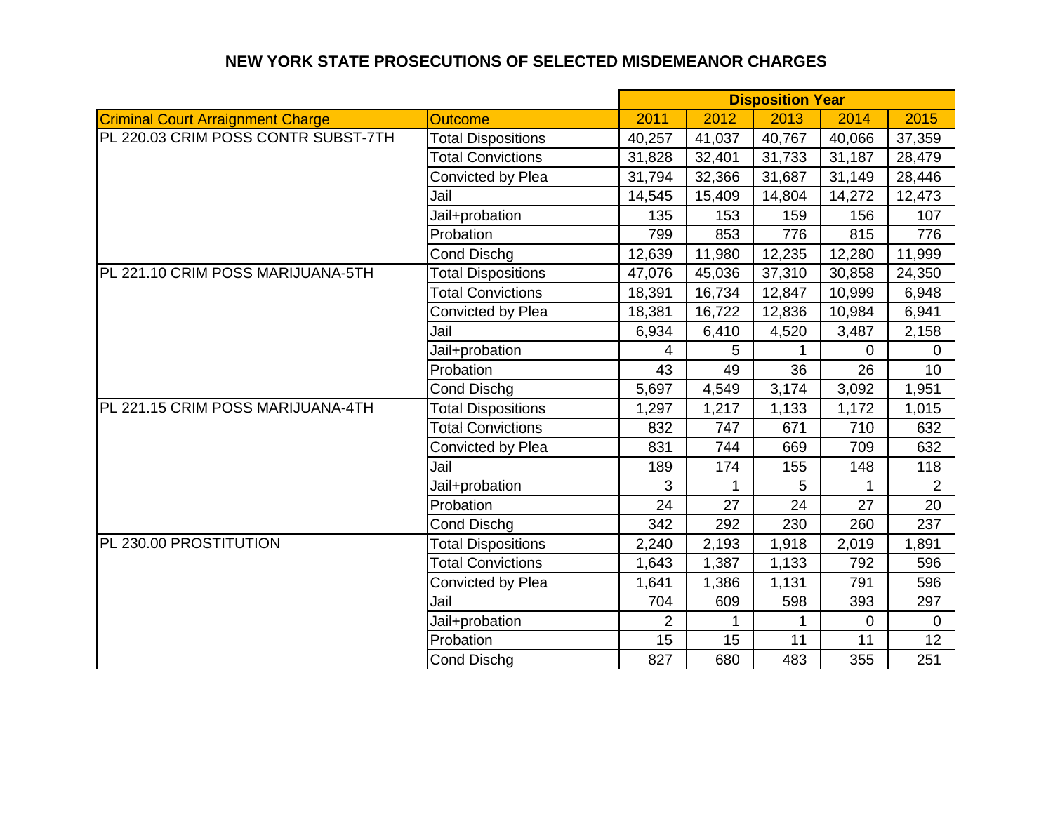# NEW YORK STATE PROSECUTIONS OF SELECTED MISDEMEANOR CHARGES

| | | Disposition Year | | | | |
|---|---|---|---|---|---|---|
| Criminal Court Arraignment Charge | Outcome | 2011 | 2012 | 2013 | 2014 | 2015 |
| PL 220.03 CRIM POSS CONTR SUBST-7TH | Total Dispositions | 40,257 | 41,037 | 40,767 | 40,066 | 37,359 |
| | Total Convictions | 31,828 | 32,401 | 31,733 | 31,187 | 28,479 |
| | Convicted by Plea | 31,794 | 32,366 | 31,687 | 31,149 | 28,446 |
| | Jail | 14,545 | 15,409 | 14,804 | 14,272 | 12,473 |
| | Jail+probation | 135 | 153 | 159 | 156 | 107 |
| | Probation | 799 | 853 | 776 | 815 | 776 |
| | Cond Dischg | 12,639 | 11,980 | 12,235 | 12,280 | 11,999 |
| PL 221.10 CRIM POSS MARIJUANA-5TH | Total Dispositions | 47,076 | 45,036 | 37,310 | 30,858 | 24,350 |
| | Total Convictions | 18,391 | 16,734 | 12,847 | 10,999 | 6,948 |
| | Convicted by Plea | 18,381 | 16,722 | 12,836 | 10,984 | 6,941 |
| | Jail | 6,934 | 6,410 | 4,520 | 3,487 | 2,158 |
| | Jail+probation | 4 | 5 | 1 | 0 | 0 |
| | Probation | 43 | 49 | 36 | 26 | 10 |
| | Cond Dischg | 5,697 | 4,549 | 3,174 | 3,092 | 1,951 |
| PL 221.15 CRIM POSS MARIJUANA-4TH | Total Dispositions | 1,297 | 1,217 | 1,133 | 1,172 | 1,015 |
| | Total Convictions | 832 | 747 | 671 | 710 | 632 |
| | Convicted by Plea | 831 | 744 | 669 | 709 | 632 |
| | Jail | 189 | 174 | 155 | 148 | 118 |
| | Jail+probation | 3 | 1 | 5 | 1 | 2 |
| | Probation | 24 | 27 | 24 | 27 | 20 |
| | Cond Dischg | 342 | 292 | 230 | 260 | 237 |
| PL 230.00 PROSTITUTION | Total Dispositions | 2,240 | 2,193 | 1,918 | 2,019 | 1,891 |
| | Total Convictions | 1,643 | 1,387 | 1,133 | 792 | 596 |
| | Convicted by Plea | 1,641 | 1,386 | 1,131 | 791 | 596 |
| | Jail | 704 | 609 | 598 | 393 | 297 |
| | Jail+probation | 2 | 1 | 1 | 0 | 0 |
| | Probation | 15 | 15 | 11 | 11 | 12 |
| | Cond Dischg | 827 | 680 | 483 | 355 | 251 |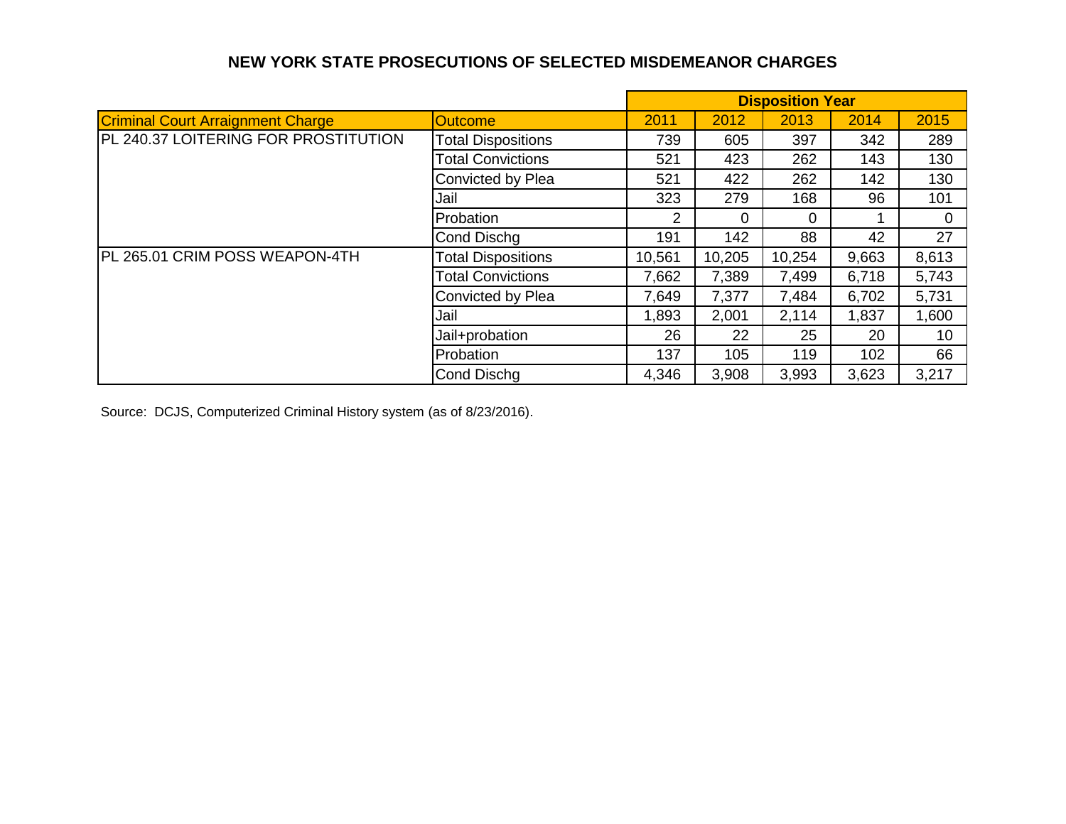# NEW YORK STATE PROSECUTIONS OF SELECTED MISDEMEANOR CHARGES

| | | Disposition Year | | | | |
|---|---|---|---|---|---|---|
| Criminal Court Arraignment Charge | Outcome | 2011 | 2012 | 2013 | 2014 | 2015 |
| PL 240.37 LOITERING FOR PROSTITUTION | Total Dispositions | 739 | 605 | 397 | 342 | 289 |
| | Total Convictions | 521 | 423 | 262 | 143 | 130 |
| | Convicted by Plea | 521 | 422 | 262 | 142 | 130 |
| | Jail | 323 | 279 | 168 | 96 | 101 |
| | Probation | 2 | 0 | 0 | 1 | 0 |
| | Cond Dischg | 191 | 142 | 88 | 42 | 27 |
| PL 265.01 CRIM POSS WEAPON-4TH | Total Dispositions | 10,561 | 10,205 | 10,254 | 9,663 | 8,613 |
| | Total Convictions | 7,662 | 7,389 | 7,499 | 6,718 | 5,743 |
| | Convicted by Plea | 7,649 | 7,377 | 7,484 | 6,702 | 5,731 |
| | Jail | 1,893 | 2,001 | 2,114 | 1,837 | 1,600 |
| | Jail+probation | 26 | 22 | 25 | 20 | 10 |
| | Probation | 137 | 105 | 119 | 102 | 66 |
| | Cond Dischg | 4,346 | 3,908 | 3,993 | 3,623 | 3,217 |

Source: DCJS, Computerized Criminal History system (as of 8/23/2016).